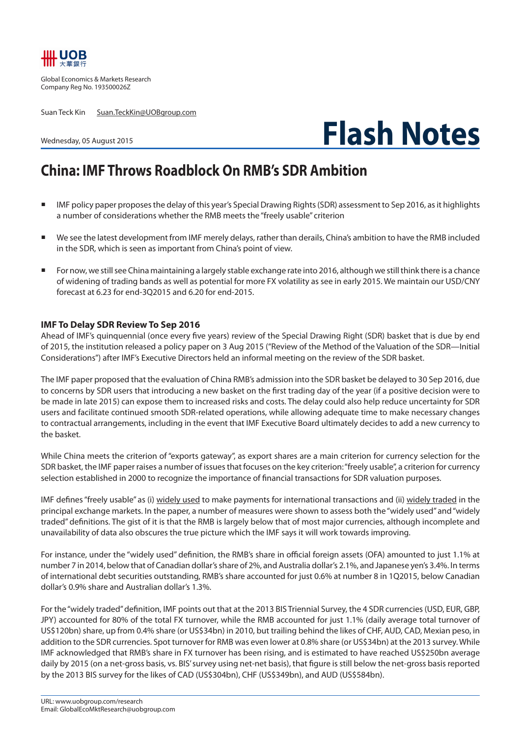Global Economics & Markets Research
Company Reg No. 193500026Z

Suan Teck Kin Suan.TeckKin@UOBgroup.com

Wednesday, 05 August 2015

# Flash Notes

## China: IMF Throws Roadblock On RMB's SDR Ambition

- IMF policy paper proposes the delay of this year's Special Drawing Rights (SDR) assessment to Sep 2016, as it highlights a number of considerations whether the RMB meets the "freely usable" criterion
- We see the latest development from IMF merely delays, rather than derails, China's ambition to have the RMB included in the SDR, which is seen as important from China's point of view.
- For now, we still see China maintaining a largely stable exchange rate into 2016, although we still think there is a chance of widening of trading bands as well as potential for more FX volatility as see in early 2015. We maintain our USD/CNY forecast at 6.23 for end-3Q2015 and 6.20 for end-2015.

### IMF To Delay SDR Review To Sep 2016

Ahead of IMF's quinquennial (once every five years) review of the Special Drawing Right (SDR) basket that is due by end of 2015, the institution released a policy paper on 3 Aug 2015 ("Review of the Method of the Valuation of the SDR—Initial Considerations") after IMF's Executive Directors held an informal meeting on the review of the SDR basket.

The IMF paper proposed that the evaluation of China RMB's admission into the SDR basket be delayed to 30 Sep 2016, due to concerns by SDR users that introducing a new basket on the first trading day of the year (if a positive decision were to be made in late 2015) can expose them to increased risks and costs. The delay could also help reduce uncertainty for SDR users and facilitate continued smooth SDR-related operations, while allowing adequate time to make necessary changes to contractual arrangements, including in the event that IMF Executive Board ultimately decides to add a new currency to the basket.

While China meets the criterion of "exports gateway", as export shares are a main criterion for currency selection for the SDR basket, the IMF paper raises a number of issues that focuses on the key criterion: "freely usable", a criterion for currency selection established in 2000 to recognize the importance of financial transactions for SDR valuation purposes.

IMF defines "freely usable" as (i) widely used to make payments for international transactions and (ii) widely traded in the principal exchange markets. In the paper, a number of measures were shown to assess both the "widely used" and "widely traded" definitions. The gist of it is that the RMB is largely below that of most major currencies, although incomplete and unavailability of data also obscures the true picture which the IMF says it will work towards improving.

For instance, under the "widely used" definition, the RMB's share in official foreign assets (OFA) amounted to just 1.1% at number 7 in 2014, below that of Canadian dollar's share of 2%, and Australia dollar's 2.1%, and Japanese yen's 3.4%. In terms of international debt securities outstanding, RMB's share accounted for just 0.6% at number 8 in 1Q2015, below Canadian dollar's 0.9% share and Australian dollar's 1.3%.

For the "widely traded" definition, IMF points out that at the 2013 BIS Triennial Survey, the 4 SDR currencies (USD, EUR, GBP, JPY) accounted for 80% of the total FX turnover, while the RMB accounted for just 1.1% (daily average total turnover of US$120bn) share, up from 0.4% share (or US$34bn) in 2010, but trailing behind the likes of CHF, AUD, CAD, Mexian peso, in addition to the SDR currencies. Spot turnover for RMB was even lower at 0.8% share (or US$34bn) at the 2013 survey. While IMF acknowledged that RMB's share in FX turnover has been rising, and is estimated to have reached US$250bn average daily by 2015 (on a net-gross basis, vs. BIS' survey using net-net basis), that figure is still below the net-gross basis reported by the 2013 BIS survey for the likes of CAD (US$304bn), CHF (US$349bn), and AUD (US$584bn).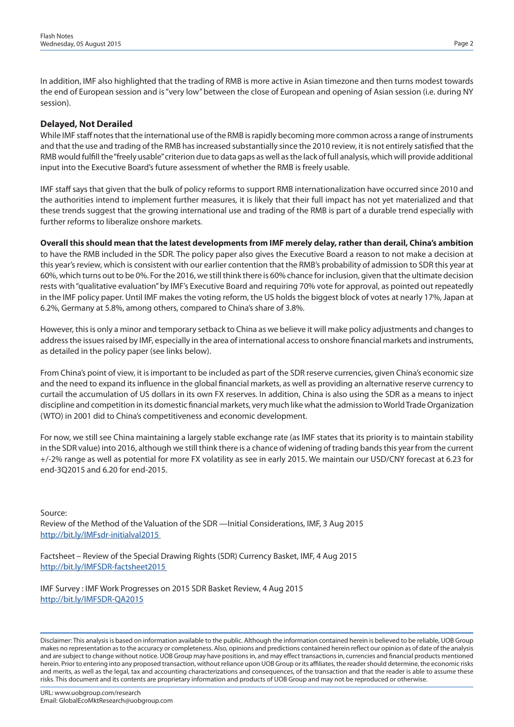In addition, IMF also highlighted that the trading of RMB is more active in Asian timezone and then turns modest towards the end of European session and is "very low" between the close of European and opening of Asian session (i.e. during NY session).

## Delayed, Not Derailed

While IMF staff notes that the international use of the RMB is rapidly becoming more common across a range of instruments and that the use and trading of the RMB has increased substantially since the 2010 review, it is not entirely satisfied that the RMB would fulfill the "freely usable" criterion due to data gaps as well as the lack of full analysis, which will provide additional input into the Executive Board's future assessment of whether the RMB is freely usable.

IMF staff says that given that the bulk of policy reforms to support RMB internationalization have occurred since 2010 and the authorities intend to implement further measures, it is likely that their full impact has not yet materialized and that these trends suggest that the growing international use and trading of the RMB is part of a durable trend especially with further reforms to liberalize onshore markets.

**Overall this should mean that the latest developments from IMF merely delay, rather than derail, China's ambition** to have the RMB included in the SDR. The policy paper also gives the Executive Board a reason to not make a decision at this year's review, which is consistent with our earlier contention that the RMB's probability of admission to SDR this year at 60%, which turns out to be 0%. For the 2016, we still think there is 60% chance for inclusion, given that the ultimate decision rests with "qualitative evaluation" by IMF's Executive Board and requiring 70% vote for approval, as pointed out repeatedly in the IMF policy paper. Until IMF makes the voting reform, the US holds the biggest block of votes at nearly 17%, Japan at 6.2%, Germany at 5.8%, among others, compared to China's share of 3.8%.

However, this is only a minor and temporary setback to China as we believe it will make policy adjustments and changes to address the issues raised by IMF, especially in the area of international access to onshore financial markets and instruments, as detailed in the policy paper (see links below).

From China's point of view, it is important to be included as part of the SDR reserve currencies, given China's economic size and the need to expand its influence in the global financial markets, as well as providing an alternative reserve currency to curtail the accumulation of US dollars in its own FX reserves. In addition, China is also using the SDR as a means to inject discipline and competition in its domestic financial markets, very much like what the admission to World Trade Organization (WTO) in 2001 did to China's competitiveness and economic development.

For now, we still see China maintaining a largely stable exchange rate (as IMF states that its priority is to maintain stability in the SDR value) into 2016, although we still think there is a chance of widening of trading bands this year from the current +/-2% range as well as potential for more FX volatility as see in early 2015. We maintain our USD/CNY forecast at 6.23 for end-3Q2015 and 6.20 for end-2015.

Source:

Review of the Method of the Valuation of the SDR —Initial Considerations, IMF, 3 Aug 2015
http://bit.ly/IMFsdr-initialval2015

Factsheet – Review of the Special Drawing Rights (SDR) Currency Basket, IMF, 4 Aug 2015
http://bit.ly/IMFSDR-factsheet2015

IMF Survey : IMF Work Progresses on 2015 SDR Basket Review, 4 Aug 2015
http://bit.ly/IMFSDR-QA2015

Disclaimer: This analysis is based on information available to the public. Although the information contained herein is believed to be reliable, UOB Group makes no representation as to the accuracy or completeness. Also, opinions and predictions contained herein reflect our opinion as of date of the analysis and are subject to change without notice. UOB Group may have positions in, and may effect transactions in, currencies and financial products mentioned herein. Prior to entering into any proposed transaction, without reliance upon UOB Group or its affiliates, the reader should determine, the economic risks and merits, as well as the legal, tax and accounting characterizations and consequences, of the transaction and that the reader is able to assume these risks. This document and its contents are proprietary information and products of UOB Group and may not be reproduced or otherwise.

URL: www.uobgroup.com/research
Email: GlobalEcoMktResearch@uobgroup.com